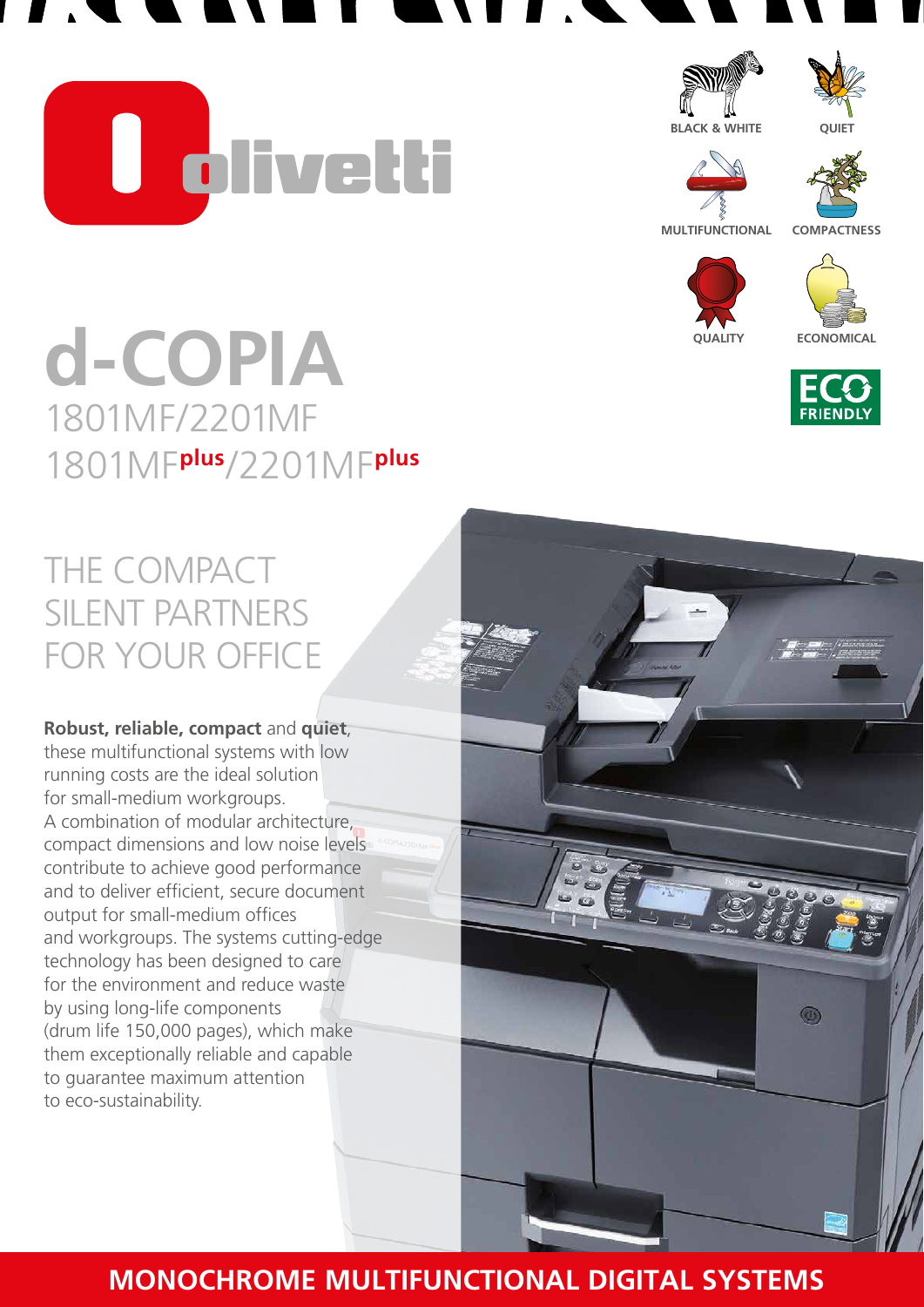olivetti

BLACK & WHITE

QUIET

MULTIFUNCTIONAL

COMPACTNESS

QUALITY

ECONOMICAL

ECO FRIENDLY

# d-COPIA

## 1801MF/2201MF
## 1801MF plus/2201MF plus

## THE COMPACT SILENT PARTNERS FOR YOUR OFFICE

**Robust, reliable, compact** and **quiet**, these multifunctional systems with low running costs are the ideal solution for small-medium workgroups. A combination of modular architecture, compact dimensions and low noise levels contribute to achieve good performance and to deliver efficient, secure document output for small-medium offices and workgroups. The systems cutting-edge technology has been designed to care for the environment and reduce waste by using long-life components (drum life 150,000 pages), which make them exceptionally reliable and capable to guarantee maximum attention to eco-sustainability.

**MONOCHROME MULTIFUNCTIONAL DIGITAL SYSTEMS**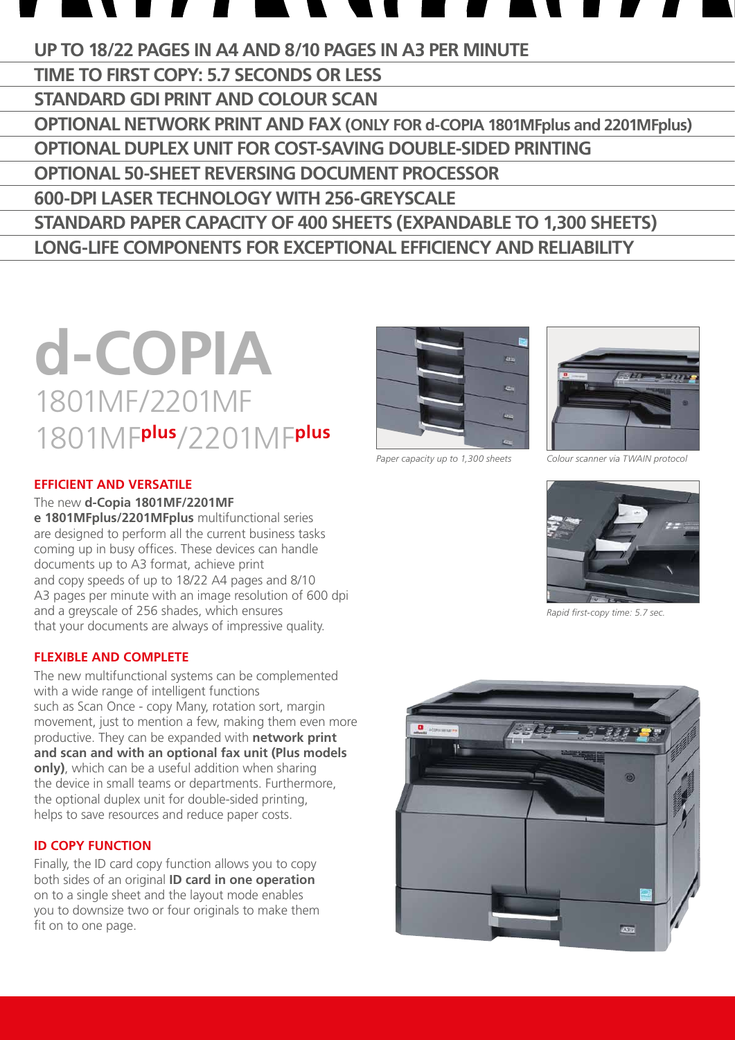**UP TO 18/22 PAGES IN A4 AND 8/10 PAGES IN A3 PER MINUTE**

**TIME TO FIRST COPY: 5.7 SECONDS OR LESS**

**STANDARD GDI PRINT AND COLOUR SCAN**

**OPTIONAL NETWORK PRINT AND FAX (ONLY FOR d-COPIA 1801MFplus and 2201MFplus)**

**OPTIONAL DUPLEX UNIT FOR COST-SAVING DOUBLE-SIDED PRINTING**

**OPTIONAL 50-SHEET REVERSING DOCUMENT PROCESSOR**

**600-DPI LASER TECHNOLOGY WITH 256-GREYSCALE**

**STANDARD PAPER CAPACITY OF 400 SHEETS (EXPANDABLE TO 1,300 SHEETS)**

**LONG-LIFE COMPONENTS FOR EXCEPTIONAL EFFICIENCY AND RELIABILITY**

# d-COPIA

## 1801MF/2201MF
## 1801MFplus/2201MFplus

*Paper capacity up to 1,300 sheets*

*Colour scanner via TWAIN protocol*

*Rapid first-copy time: 5.7 sec.*

### EFFICIENT AND VERSATILE

The new **d-Copia 1801MF/2201MF e 1801MFplus/2201MFplus** multifunctional series are designed to perform all the current business tasks coming up in busy offices. These devices can handle documents up to A3 format, achieve print and copy speeds of up to 18/22 A4 pages and 8/10 A3 pages per minute with an image resolution of 600 dpi and a greyscale of 256 shades, which ensures that your documents are always of impressive quality.

### FLEXIBLE AND COMPLETE

The new multifunctional systems can be complemented with a wide range of intelligent functions such as Scan Once - copy Many, rotation sort, margin movement, just to mention a few, making them even more productive. They can be expanded with **network print and scan and with an optional fax unit (Plus models only)**, which can be a useful addition when sharing the device in small teams or departments. Furthermore, the optional duplex unit for double-sided printing, helps to save resources and reduce paper costs.

### ID COPY FUNCTION

Finally, the ID card copy function allows you to copy both sides of an original **ID card in one operation** on to a single sheet and the layout mode enables you to downsize two or four originals to make them fit on to one page.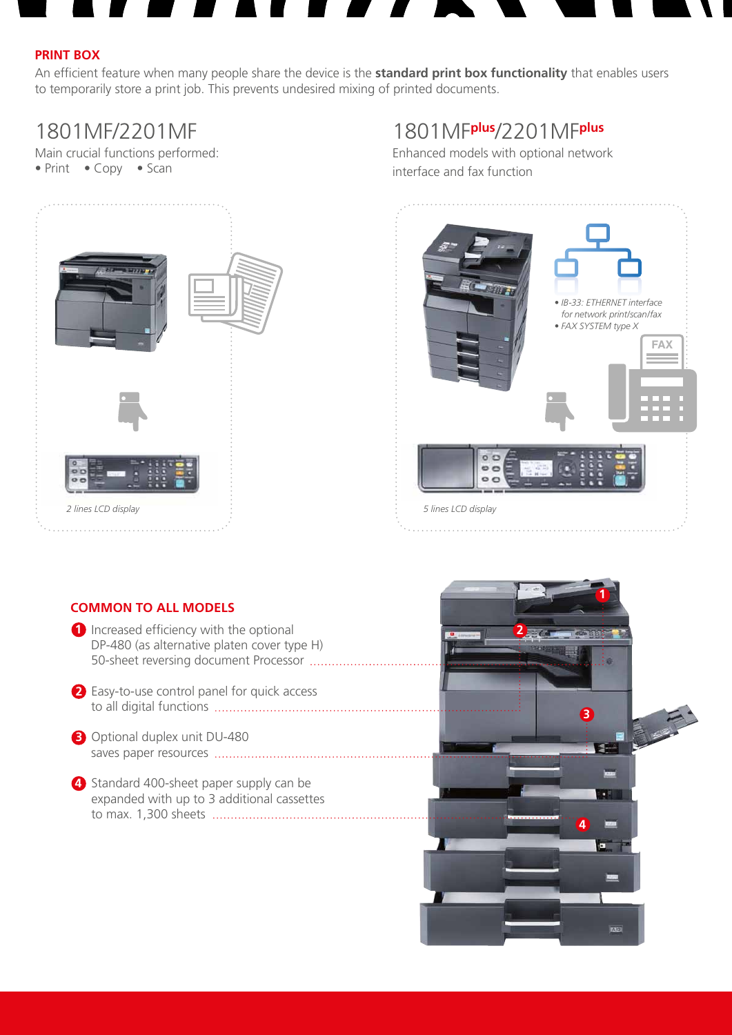## PRINT BOX

An efficient feature when many people share the device is the **standard print box functionality** that enables users to temporarily store a print job. This prevents undesired mixing of printed documents.

## 1801MF/2201MF

Main crucial functions performed:

- Print
- Copy
- Scan

*2 lines LCD display*

## 1801MF[plus]/2201MF[plus]

Enhanced models with optional network interface and fax function

- *IB-33: ETHERNET interface for network print/scan/fax*
- *FAX SYSTEM type X*

FAX

*5 lines LCD display*

## COMMON TO ALL MODELS

1. Increased efficiency with the optional DP-480 (as alternative platen cover type H) 50-sheet reversing document Processor
2. Easy-to-use control panel for quick access to all digital functions
3. Optional duplex unit DU-480 saves paper resources
4. Standard 400-sheet paper supply can be expanded with up to 3 additional cassettes to max. 1,300 sheets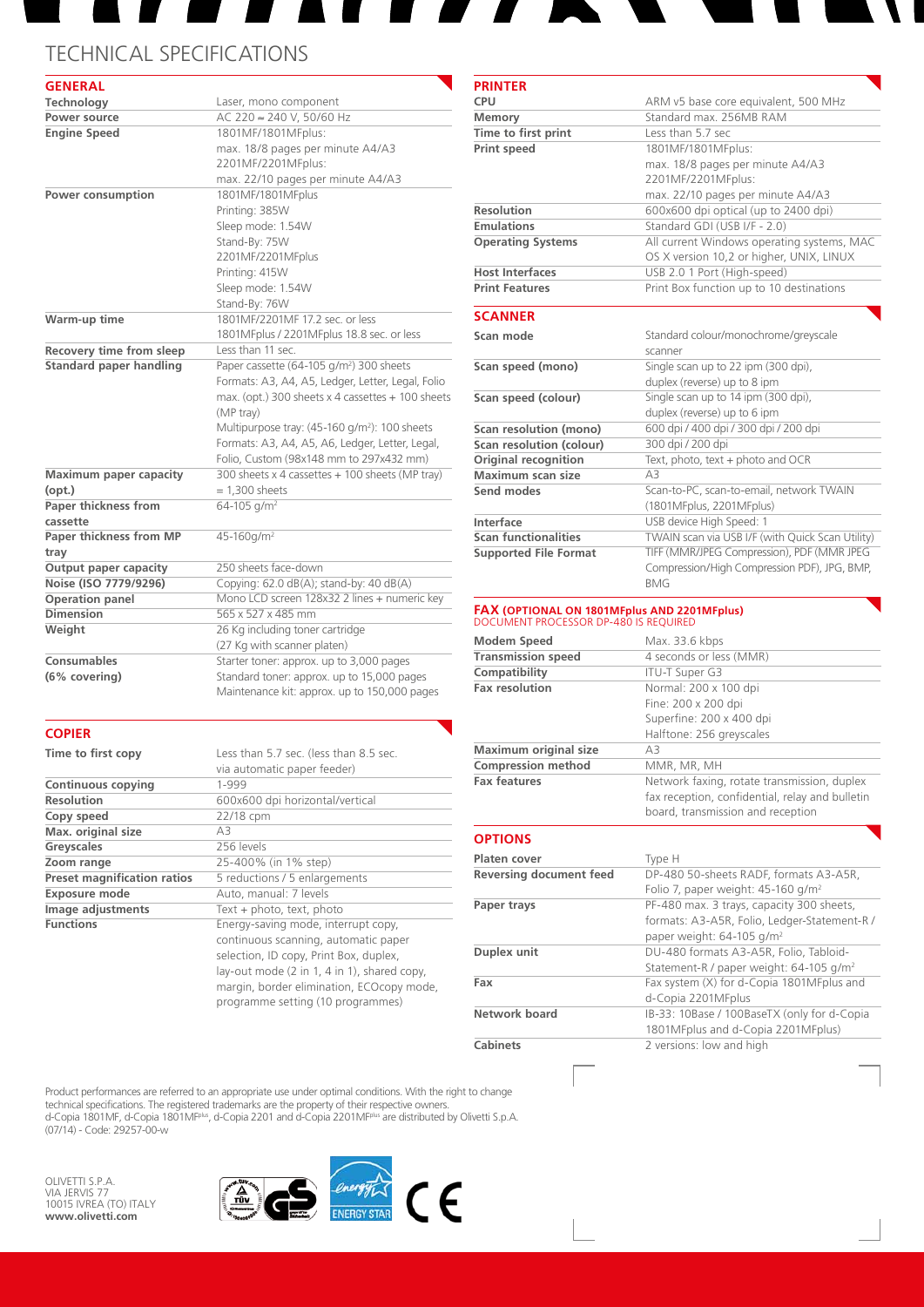# TECHNICAL SPECIFICATIONS

## GENERAL

| | |
|---|---|
| **Technology** | Laser, mono component |
| **Power source** | AC 220 ≈ 240 V, 50/60 Hz |
| **Engine Speed** | 1801MF/1801MFplus: max. 18/8 pages per minute A4/A3 2201MF/2201MFplus: max. 22/10 pages per minute A4/A3 |
| **Power consumption** | 1801MF/1801MFplus Printing: 385W Sleep mode: 1.54W Stand-By: 75W 2201MF/2201MFplus Printing: 415W Sleep mode: 1.54W Stand-By: 76W |
| **Warm-up time** | 1801MF/2201MF 17.2 sec. or less 1801MFplus / 2201MFplus 18.8 sec. or less |
| **Recovery time from sleep** | Less than 11 sec. |
| **Standard paper handling** | Paper cassette (64-105 g/m²) 300 sheets Formats: A3, A4, A5, Ledger, Letter, Legal, Folio max. (opt.) 300 sheets x 4 cassettes + 100 sheets (MP tray) Multipurpose tray: (45-160 g/m²): 100 sheets Formats: A3, A4, A5, A6, Ledger, Letter, Legal, Folio, Custom (98x148 mm to 297x432 mm) |
| **Maximum paper capacity (opt.)** | 300 sheets x 4 cassettes + 100 sheets (MP tray) = 1,300 sheets |
| **Paper thickness from cassette** | 64-105 g/m² |
| **Paper thickness from MP tray** | 45-160g/m² |
| **Output paper capacity** | 250 sheets face-down |
| **Noise (ISO 7779/9296)** | Copying: 62.0 dB(A); stand-by: 40 dB(A) |
| **Operation panel** | Mono LCD screen 128x32 2 lines + numeric key |
| **Dimension** | 565 x 527 x 485 mm |
| **Weight** | 26 Kg including toner cartridge (27 Kg with scanner platen) |
| **Consumables (6% covering)** | Starter toner: approx. up to 3,000 pages Standard toner: approx. up to 15,000 pages Maintenance kit: approx. up to 150,000 pages |

## COPIER

| | |
|---|---|
| **Time to first copy** | Less than 5.7 sec. (less than 8.5 sec. via automatic paper feeder) |
| **Continuous copying** | 1-999 |
| **Resolution** | 600x600 dpi horizontal/vertical |
| **Copy speed** | 22/18 cpm |
| **Max. original size** | A3 |
| **Greyscales** | 256 levels |
| **Zoom range** | 25-400% (in 1% step) |
| **Preset magnification ratios** | 5 reductions / 5 enlargements |
| **Exposure mode** | Auto, manual: 7 levels |
| **Image adjustments** | Text + photo, text, photo |
| **Functions** | Energy-saving mode, interrupt copy, continuous scanning, automatic paper selection, ID copy, Print Box, duplex, lay-out mode (2 in 1, 4 in 1), shared copy, margin, border elimination, ECOcopy mode, programme setting (10 programmes) |

## PRINTER

| | |
|---|---|
| **CPU** | ARM v5 base core equivalent, 500 MHz |
| **Memory** | Standard max. 256MB RAM |
| **Time to first print** | Less than 5.7 sec |
| **Print speed** | 1801MF/1801MFplus: max. 18/8 pages per minute A4/A3 2201MF/2201MFplus: max. 22/10 pages per minute A4/A3 |
| **Resolution** | 600x600 dpi optical (up to 2400 dpi) |
| **Emulations** | Standard GDI (USB I/F - 2.0) |
| **Operating Systems** | All current Windows operating systems, MAC OS X version 10,2 or higher, UNIX, LINUX |
| **Host Interfaces** | USB 2.0 1 Port (High-speed) |
| **Print Features** | Print Box function up to 10 destinations |

## SCANNER

| | |
|---|---|
| **Scan mode** | Standard colour/monochrome/greyscale scanner |
| **Scan speed (mono)** | Single scan up to 22 ipm (300 dpi), duplex (reverse) up to 8 ipm |
| **Scan speed (colour)** | Single scan up to 14 ipm (300 dpi), duplex (reverse) up to 6 ipm |
| **Scan resolution (mono)** | 600 dpi / 400 dpi / 300 dpi / 200 dpi |
| **Scan resolution (colour)** | 300 dpi / 200 dpi |
| **Original recognition** | Text, photo, text + photo and OCR |
| **Maximum scan size** | A3 |
| **Send modes** | Scan-to-PC, scan-to-email, network TWAIN (1801MFplus, 2201MFplus) |
| **Interface** | USB device High Speed: 1 |
| **Scan functionalities** | TWAIN scan via USB I/F (with Quick Scan Utility) |
| **Supported File Format** | TIFF (MMR/JPEG Compression), PDF (MMR JPEG Compression/High Compression PDF), JPG, BMP, BMG |

## FAX (OPTIONAL ON 1801MFplus AND 2201MFplus)

DOCUMENT PROCESSOR DP-480 IS REQUIRED

| | |
|---|---|
| **Modem Speed** | Max. 33.6 kbps |
| **Transmission speed** | 4 seconds or less (MMR) |
| **Compatibility** | ITU-T Super G3 |
| **Fax resolution** | Normal: 200 x 100 dpi Fine: 200 x 200 dpi Superfine: 200 x 400 dpi Halftone: 256 greyscales |
| **Maximum original size** | A3 |
| **Compression method** | MMR, MR, MH |
| **Fax features** | Network faxing, rotate transmission, duplex fax reception, confidential, relay and bulletin board, transmission and reception |

## OPTIONS

| | |
|---|---|
| **Platen cover** | Type H |
| **Reversing document feed** | DP-480 50-sheets RADF, formats A3-A5R, Folio 7, paper weight: 45-160 g/m² |
| **Paper trays** | PF-480 max. 3 trays, capacity 300 sheets, formats: A3-A5R, Folio, Ledger-Statement-R / paper weight: 64-105 g/m² |
| **Duplex unit** | DU-480 formats A3-A5R, Folio, Tabloid-Statement-R / paper weight: 64-105 g/m² |
| **Fax** | Fax system (X) for d-Copia 1801MFplus and d-Copia 2201MFplus |
| **Network board** | IB-33: 10Base / 100BaseTX (only for d-Copia 1801MFplus and d-Copia 2201MFplus) |
| **Cabinets** | 2 versions: low and high |

Product performances are referred to an appropriate use under optimal conditions. With the right to change technical specifications. The registered trademarks are the property of their respective owners.
d-Copia 1801MF, d-Copia 1801MFplus, d-Copia 2201 and d-Copia 2201MFplus are distributed by Olivetti S.p.A.
(07/14) - Code: 29257-00-w

OLIVETTI S.P.A.
VIA JERVIS 77
10015 IVREA (TO) ITALY
**www.olivetti.com**